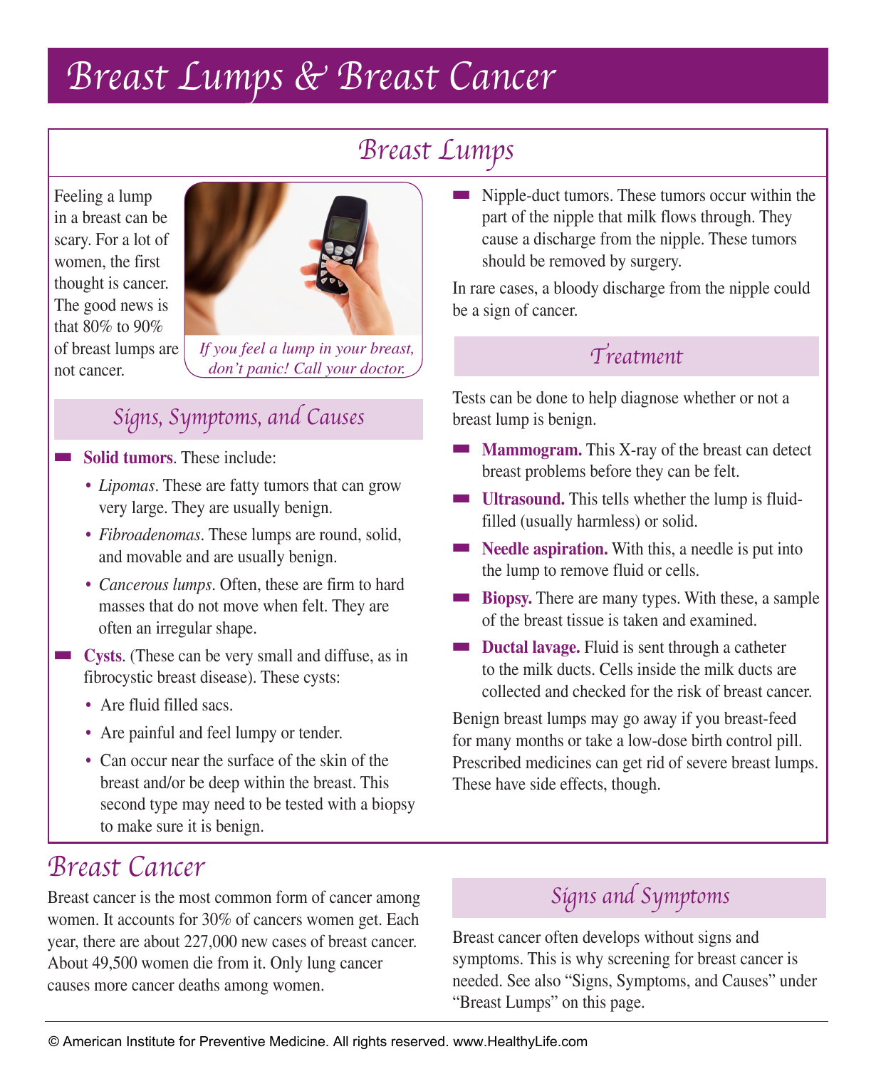# Breast Lumps & Breast Cancer

## Breast Lumps

Feeling a lump in a breast can be scary. For a lot of women, the first thought is cancer. The good news is that 80% to 90% of breast lumps are not cancer.

*If you feel a lump in your breast, don't panic! Call your doctor.*

### Signs, Symptoms, and Causes

- **Solid tumors**. These include:
  - *Lipomas*. These are fatty tumors that can grow very large. They are usually benign.
  - *Fibroadenomas*. These lumps are round, solid, and movable and are usually benign.
  - *Cancerous lumps*. Often, these are firm to hard masses that do not move when felt. They are often an irregular shape.
- **Cysts**. (These can be very small and diffuse, as in fibrocystic breast disease). These cysts:
  - Are fluid filled sacs.
  - Are painful and feel lumpy or tender.
  - Can occur near the surface of the skin of the breast and/or be deep within the breast. This second type may need to be tested with a biopsy to make sure it is benign.
- Nipple-duct tumors. These tumors occur within the part of the nipple that milk flows through. They cause a discharge from the nipple. These tumors should be removed by surgery.

In rare cases, a bloody discharge from the nipple could be a sign of cancer.

### Treatment

Tests can be done to help diagnose whether or not a breast lump is benign.

- **Mammogram.** This X-ray of the breast can detect breast problems before they can be felt.
- **Ultrasound.** This tells whether the lump is fluid-filled (usually harmless) or solid.
- **Needle aspiration.** With this, a needle is put into the lump to remove fluid or cells.
- **Biopsy.** There are many types. With these, a sample of the breast tissue is taken and examined.
- **Ductal lavage.** Fluid is sent through a catheter to the milk ducts. Cells inside the milk ducts are collected and checked for the risk of breast cancer.

Benign breast lumps may go away if you breast-feed for many months or take a low-dose birth control pill. Prescribed medicines can get rid of severe breast lumps. These have side effects, though.

## Breast Cancer

Breast cancer is the most common form of cancer among women. It accounts for 30% of cancers women get. Each year, there are about 227,000 new cases of breast cancer. About 49,500 women die from it. Only lung cancer causes more cancer deaths among women.

### Signs and Symptoms

Breast cancer often develops without signs and symptoms. This is why screening for breast cancer is needed. See also "Signs, Symptoms, and Causes" under "Breast Lumps" on this page.

© American Institute for Preventive Medicine. All rights reserved. www.HealthyLife.com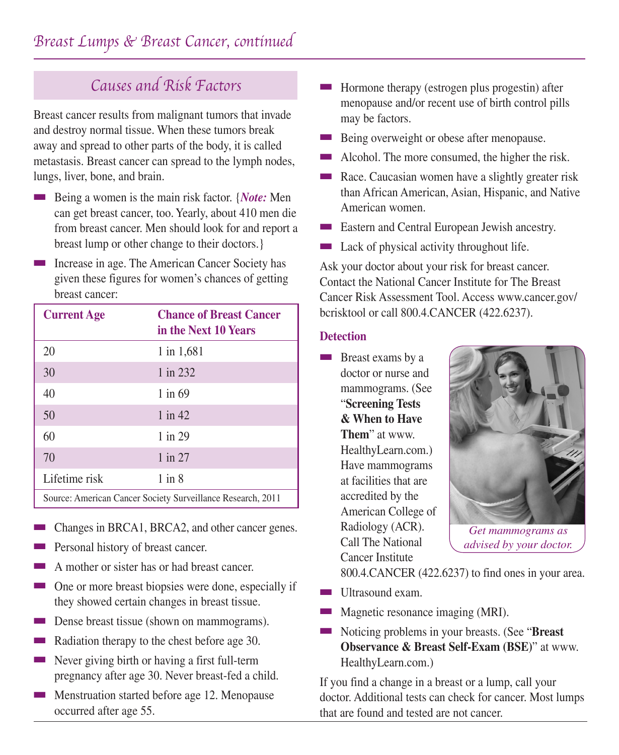## Breast Lumps & Breast Cancer, continued

### Causes and Risk Factors

Breast cancer results from malignant tumors that invade and destroy normal tissue. When these tumors break away and spread to other parts of the body, it is called metastasis. Breast cancer can spread to the lymph nodes, lungs, liver, bone, and brain.

- Being a women is the main risk factor. {***Note:*** Men can get breast cancer, too. Yearly, about 410 men die from breast cancer. Men should look for and report a breast lump or other change to their doctors.}
- Increase in age. The American Cancer Society has given these figures for women's chances of getting breast cancer:

| Current Age | Chance of Breast Cancer in the Next 10 Years |
|---|---|
| 20 | 1 in 1,681 |
| 30 | 1 in 232 |
| 40 | 1 in 69 |
| 50 | 1 in 42 |
| 60 | 1 in 29 |
| 70 | 1 in 27 |
| Lifetime risk | 1 in 8 |
| Source: American Cancer Society Surveillance Research, 2011 | |

- Changes in BRCA1, BRCA2, and other cancer genes.
- Personal history of breast cancer.
- A mother or sister has or had breast cancer.
- One or more breast biopsies were done, especially if they showed certain changes in breast tissue.
- Dense breast tissue (shown on mammograms).
- Radiation therapy to the chest before age 30.
- Never giving birth or having a first full-term pregnancy after age 30. Never breast-fed a child.
- Menstruation started before age 12. Menopause occurred after age 55.
- Hormone therapy (estrogen plus progestin) after menopause and/or recent use of birth control pills may be factors.
- Being overweight or obese after menopause.
- Alcohol. The more consumed, the higher the risk.
- Race. Caucasian women have a slightly greater risk than African American, Asian, Hispanic, and Native American women.
- Eastern and Central European Jewish ancestry.
- Lack of physical activity throughout life.

Ask your doctor about your risk for breast cancer. Contact the National Cancer Institute for The Breast Cancer Risk Assessment Tool. Access www.cancer.gov/bcrisktool or call 800.4.CANCER (422.6237).

#### Detection

- Breast exams by a doctor or nurse and mammograms. (See "**Screening Tests & When to Have Them**" at www.HealthyLearn.com.) Have mammograms at facilities that are accredited by the American College of Radiology (ACR). Call The National Cancer Institute 800.4.CANCER (422.6237) to find ones in your area.
- Ultrasound exam.
- Magnetic resonance imaging (MRI).
- Noticing problems in your breasts. (See "**Breast Observance & Breast Self-Exam (BSE)**" at www.HealthyLearn.com.)

*Get mammograms as advised by your doctor.*

If you find a change in a breast or a lump, call your doctor. Additional tests can check for cancer. Most lumps that are found and tested are not cancer.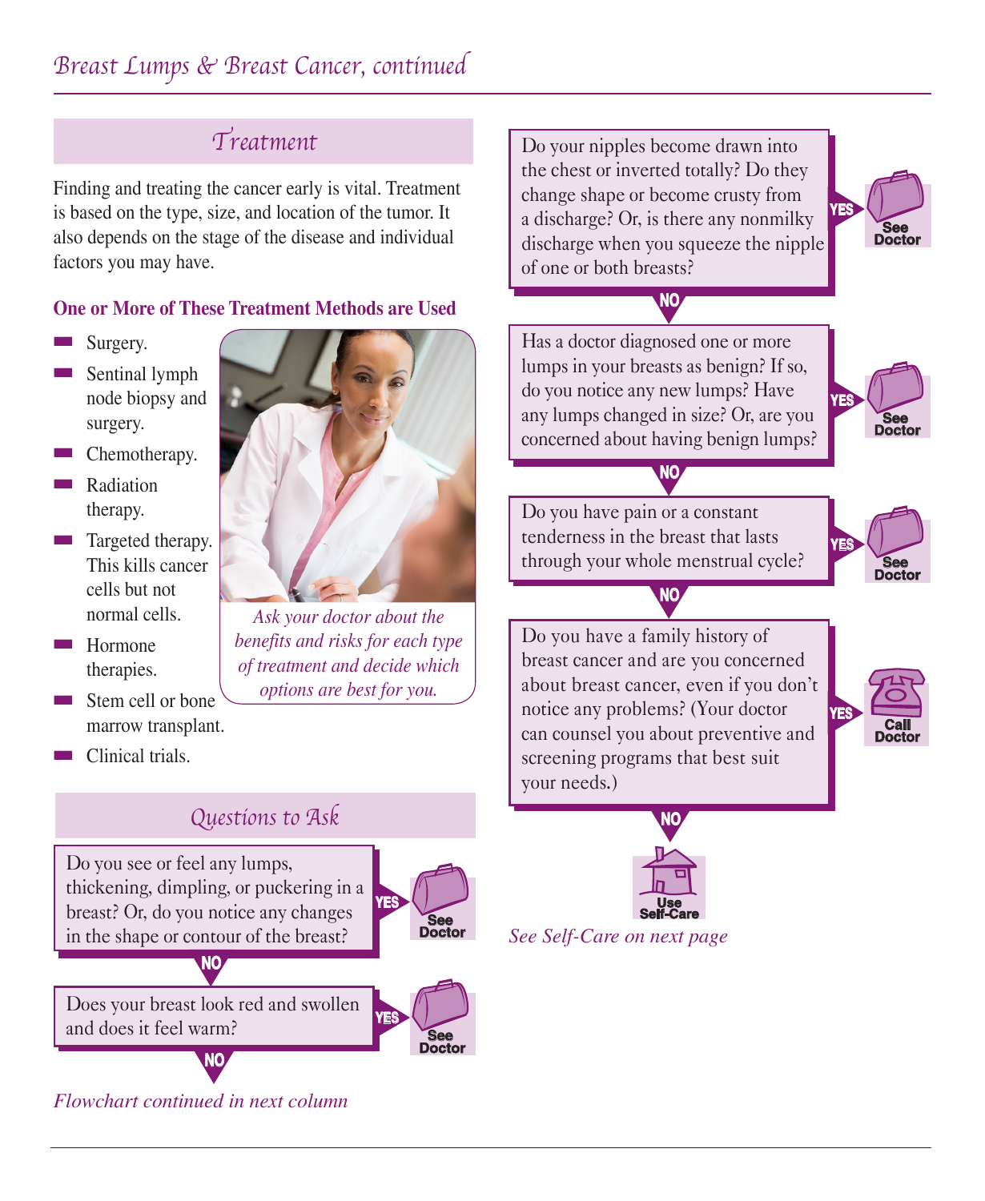## Treatment

Finding and treating the cancer early is vital. Treatment is based on the type, size, and location of the tumor. It also depends on the stage of the disease and individual factors you may have.

**One or More of These Treatment Methods are Used**

- Surgery.
- Sentinal lymph node biopsy and surgery.
- Chemotherapy.
- Radiation therapy.
- Targeted therapy. This kills cancer cells but not normal cells.
- Hormone therapies.
- Stem cell or bone marrow transplant.
- Clinical trials.

*Ask your doctor about the benefits and risks for each type of treatment and decide which options are best for you.*

## Questions to Ask

Do you see or feel any lumps, thickening, dimpling, or puckering in a breast? Or, do you notice any changes in the shape or contour of the breast?
YES: See Doctor
NO ↓

Does your breast look red and swollen and does it feel warm?
YES: See Doctor
NO ↓

*Flowchart continued in next column*

Do your nipples become drawn into the chest or inverted totally? Do they change shape or become crusty from a discharge? Or, is there any nonmilky discharge when you squeeze the nipple of one or both breasts?
YES: See Doctor
NO ↓

Has a doctor diagnosed one or more lumps in your breasts as benign? If so, do you notice any new lumps? Have any lumps changed in size? Or, are you concerned about having benign lumps?
YES: See Doctor
NO ↓

Do you have pain or a constant tenderness in the breast that lasts through your whole menstrual cycle?
YES: See Doctor
NO ↓

Do you have a family history of breast cancer and are you concerned about breast cancer, even if you don't notice any problems? (Your doctor can counsel you about preventive and screening programs that best suit your needs.)
YES: Call Doctor
NO ↓

Use Self-Care

*See Self-Care on next page*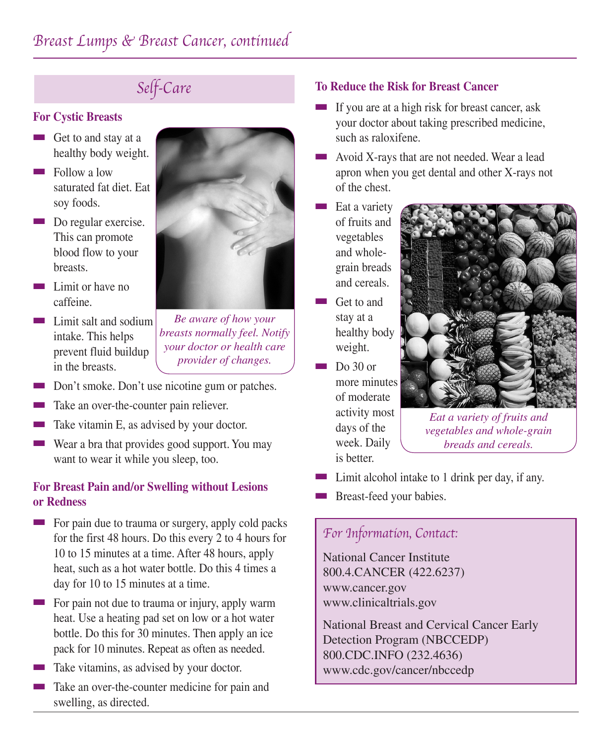## Self-Care

### For Cystic Breasts

- Get to and stay at a healthy body weight.
- Follow a low saturated fat diet. Eat soy foods.
- Do regular exercise. This can promote blood flow to your breasts.
- Limit or have no caffeine.
- Limit salt and sodium intake. This helps prevent fluid buildup in the breasts.
- Don't smoke. Don't use nicotine gum or patches.
- Take an over-the-counter pain reliever.
- Take vitamin E, as advised by your doctor.
- Wear a bra that provides good support. You may want to wear it while you sleep, too.

*Be aware of how your breasts normally feel. Notify your doctor or health care provider of changes.*

### For Breast Pain and/or Swelling without Lesions or Redness

- For pain due to trauma or surgery, apply cold packs for the first 48 hours. Do this every 2 to 4 hours for 10 to 15 minutes at a time. After 48 hours, apply heat, such as a hot water bottle. Do this 4 times a day for 10 to 15 minutes at a time.
- For pain not due to trauma or injury, apply warm heat. Use a heating pad set on low or a hot water bottle. Do this for 30 minutes. Then apply an ice pack for 10 minutes. Repeat as often as needed.
- Take vitamins, as advised by your doctor.
- Take an over-the-counter medicine for pain and swelling, as directed.

### To Reduce the Risk for Breast Cancer

- If you are at a high risk for breast cancer, ask your doctor about taking prescribed medicine, such as raloxifene.
- Avoid X-rays that are not needed. Wear a lead apron when you get dental and other X-rays not of the chest.
- Eat a variety of fruits and vegetables and whole-grain breads and cereals.
- Get to and stay at a healthy body weight.
- Do 30 or more minutes of moderate activity most days of the week. Daily is better.
- Limit alcohol intake to 1 drink per day, if any.
- Breast-feed your babies.

*Eat a variety of fruits and vegetables and whole-grain breads and cereals.*

### For Information, Contact:

National Cancer Institute
800.4.CANCER (422.6237)
www.cancer.gov
www.clinicaltrials.gov

National Breast and Cervical Cancer Early Detection Program (NBCCEDP)
800.CDC.INFO (232.4636)
www.cdc.gov/cancer/nbccedp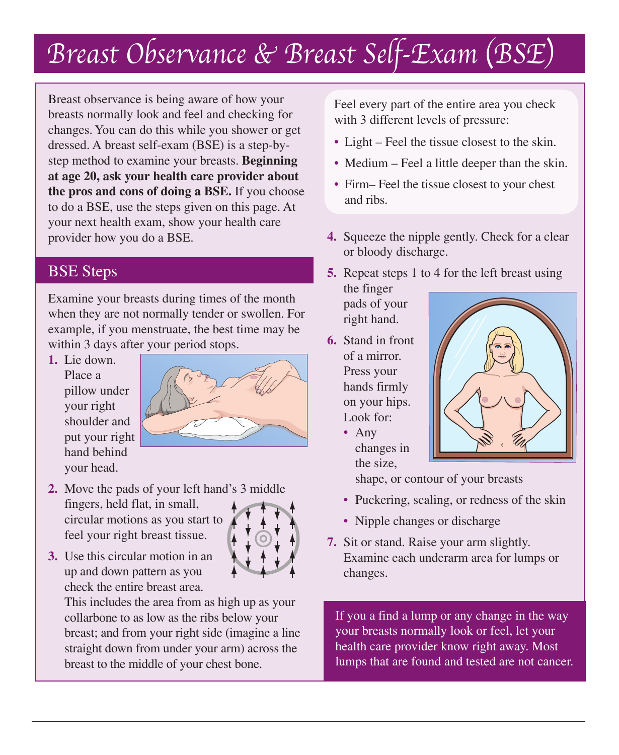# Breast Observance & Breast Self-Exam (BSE)

Breast observance is being aware of how your breasts normally look and feel and checking for changes. You can do this while you shower or get dressed. A breast self-exam (BSE) is a step-by-step method to examine your breasts. **Beginning at age 20, ask your health care provider about the pros and cons of doing a BSE.** If you choose to do a BSE, use the steps given on this page. At your next health exam, show your health care provider how you do a BSE.

## BSE Steps

Examine your breasts during times of the month when they are not normally tender or swollen. For example, if you menstruate, the best time may be within 3 days after your period stops.

1. Lie down. Place a pillow under your right shoulder and put your right hand behind your head.
2. Move the pads of your left hand's 3 middle fingers, held flat, in small, circular motions as you start to feel your right breast tissue.
3. Use this circular motion in an up and down pattern as you check the entire breast area. This includes the area from as high up as your collarbone to as low as the ribs below your breast; and from your right side (imagine a line straight down from under your arm) across the breast to the middle of your chest bone.

Feel every part of the entire area you check with 3 different levels of pressure:

- Light – Feel the tissue closest to the skin.
- Medium – Feel a little deeper than the skin.
- Firm– Feel the tissue closest to your chest and ribs.

4. Squeeze the nipple gently. Check for a clear or bloody discharge.
5. Repeat steps 1 to 4 for the left breast using the finger pads of your right hand.
6. Stand in front of a mirror. Press your hands firmly on your hips. Look for:
   - Any changes in the size, shape, or contour of your breasts
   - Puckering, scaling, or redness of the skin
   - Nipple changes or discharge
7. Sit or stand. Raise your arm slightly. Examine each underarm area for lumps or changes.

If you a find a lump or any change in the way your breasts normally look or feel, let your health care provider know right away. Most lumps that are found and tested are not cancer.